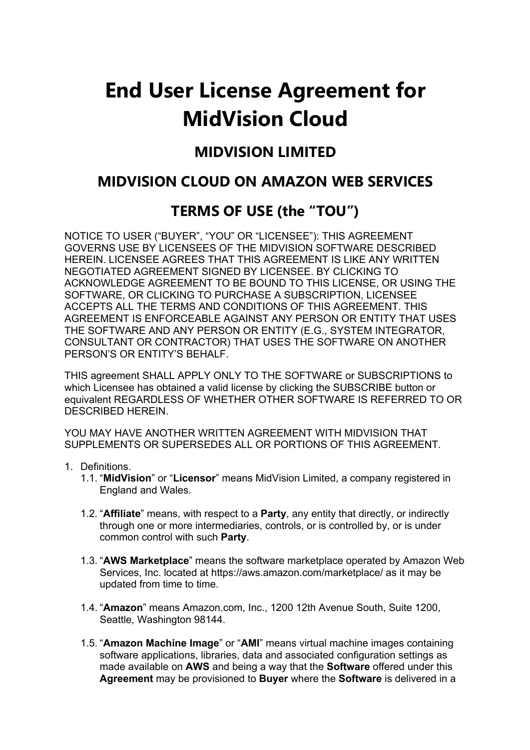# End User License Agreement for MidVision Cloud

## MIDVISION LIMITED

## MIDVISION CLOUD ON AMAZON WEB SERVICES

## TERMS OF USE (the "TOU")

NOTICE TO USER ("BUYER", "YOU" OR "LICENSEE"): THIS AGREEMENT GOVERNS USE BY LICENSEES OF THE MIDVISION SOFTWARE DESCRIBED HEREIN. LICENSEE AGREES THAT THIS AGREEMENT IS LIKE ANY WRITTEN NEGOTIATED AGREEMENT SIGNED BY LICENSEE. BY CLICKING TO ACKNOWLEDGE AGREEMENT TO BE BOUND TO THIS LICENSE, OR USING THE SOFTWARE, OR CLICKING TO PURCHASE A SUBSCRIPTION, LICENSEE ACCEPTS ALL THE TERMS AND CONDITIONS OF THIS AGREEMENT. THIS AGREEMENT IS ENFORCEABLE AGAINST ANY PERSON OR ENTITY THAT USES THE SOFTWARE AND ANY PERSON OR ENTITY (E.G., SYSTEM INTEGRATOR, CONSULTANT OR CONTRACTOR) THAT USES THE SOFTWARE ON ANOTHER PERSON'S OR ENTITY'S BEHALF.

THIS agreement SHALL APPLY ONLY TO THE SOFTWARE or SUBSCRIPTIONS to which Licensee has obtained a valid license by clicking the SUBSCRIBE button or equivalent REGARDLESS OF WHETHER OTHER SOFTWARE IS REFERRED TO OR DESCRIBED HEREIN.

YOU MAY HAVE ANOTHER WRITTEN AGREEMENT WITH MIDVISION THAT SUPPLEMENTS OR SUPERSEDES ALL OR PORTIONS OF THIS AGREEMENT.

1. Definitions.
   - 1.1. "**MidVision**" or "**Licensor**" means MidVision Limited, a company registered in England and Wales.
   - 1.2. "**Affiliate**" means, with respect to a **Party**, any entity that directly, or indirectly through one or more intermediaries, controls, or is controlled by, or is under common control with such **Party**.
   - 1.3. "**AWS Marketplace**" means the software marketplace operated by Amazon Web Services, Inc. located at https://aws.amazon.com/marketplace/ as it may be updated from time to time.
   - 1.4. "**Amazon**" means Amazon.com, Inc., 1200 12th Avenue South, Suite 1200, Seattle, Washington 98144.
   - 1.5. "**Amazon Machine Image**" or "**AMI**" means virtual machine images containing software applications, libraries, data and associated configuration settings as made available on **AWS** and being a way that the **Software** offered under this **Agreement** may be provisioned to **Buyer** where the **Software** is delivered in a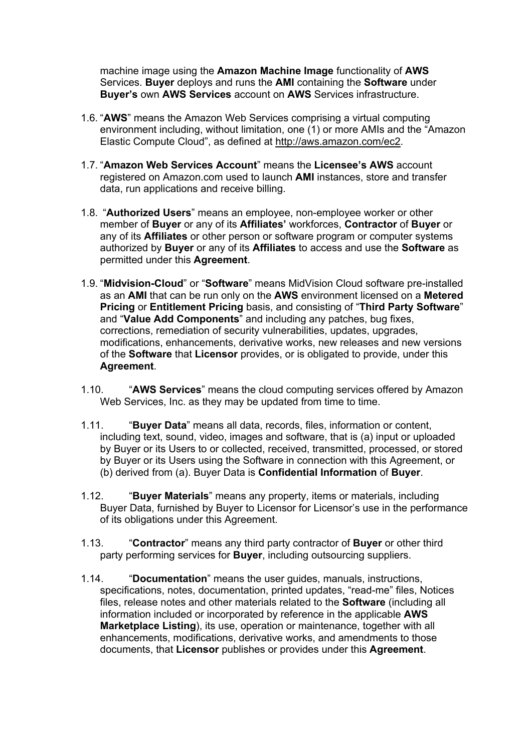machine image using the **Amazon Machine Image** functionality of **AWS** Services. **Buyer** deploys and runs the **AMI** containing the **Software** under **Buyer's** own **AWS Services** account on **AWS** Services infrastructure.

1.6. "**AWS**" means the Amazon Web Services comprising a virtual computing environment including, without limitation, one (1) or more AMIs and the "Amazon Elastic Compute Cloud", as defined at http://aws.amazon.com/ec2.

1.7. "**Amazon Web Services Account**" means the **Licensee's AWS** account registered on Amazon.com used to launch **AMI** instances, store and transfer data, run applications and receive billing.

1.8. "**Authorized Users**" means an employee, non-employee worker or other member of **Buyer** or any of its **Affiliates'** workforces, **Contractor** of **Buyer** or any of its **Affiliates** or other person or software program or computer systems authorized by **Buyer** or any of its **Affiliates** to access and use the **Software** as permitted under this **Agreement**.

1.9. "**Midvision-Cloud**" or "**Software**" means MidVision Cloud software pre-installed as an **AMI** that can be run only on the **AWS** environment licensed on a **Metered Pricing** or **Entitlement Pricing** basis, and consisting of "**Third Party Software**" and "**Value Add Components**" and including any patches, bug fixes, corrections, remediation of security vulnerabilities, updates, upgrades, modifications, enhancements, derivative works, new releases and new versions of the **Software** that **Licensor** provides, or is obligated to provide, under this **Agreement**.

1.10. "**AWS Services**" means the cloud computing services offered by Amazon Web Services, Inc. as they may be updated from time to time.

1.11. "**Buyer Data**" means all data, records, files, information or content, including text, sound, video, images and software, that is (a) input or uploaded by Buyer or its Users to or collected, received, transmitted, processed, or stored by Buyer or its Users using the Software in connection with this Agreement, or (b) derived from (a). Buyer Data is **Confidential Information** of **Buyer**.

1.12. "**Buyer Materials**" means any property, items or materials, including Buyer Data, furnished by Buyer to Licensor for Licensor's use in the performance of its obligations under this Agreement.

1.13. "**Contractor**" means any third party contractor of **Buyer** or other third party performing services for **Buyer**, including outsourcing suppliers.

1.14. "**Documentation**" means the user guides, manuals, instructions, specifications, notes, documentation, printed updates, "read-me" files, Notices files, release notes and other materials related to the **Software** (including all information included or incorporated by reference in the applicable **AWS Marketplace Listing**), its use, operation or maintenance, together with all enhancements, modifications, derivative works, and amendments to those documents, that **Licensor** publishes or provides under this **Agreement**.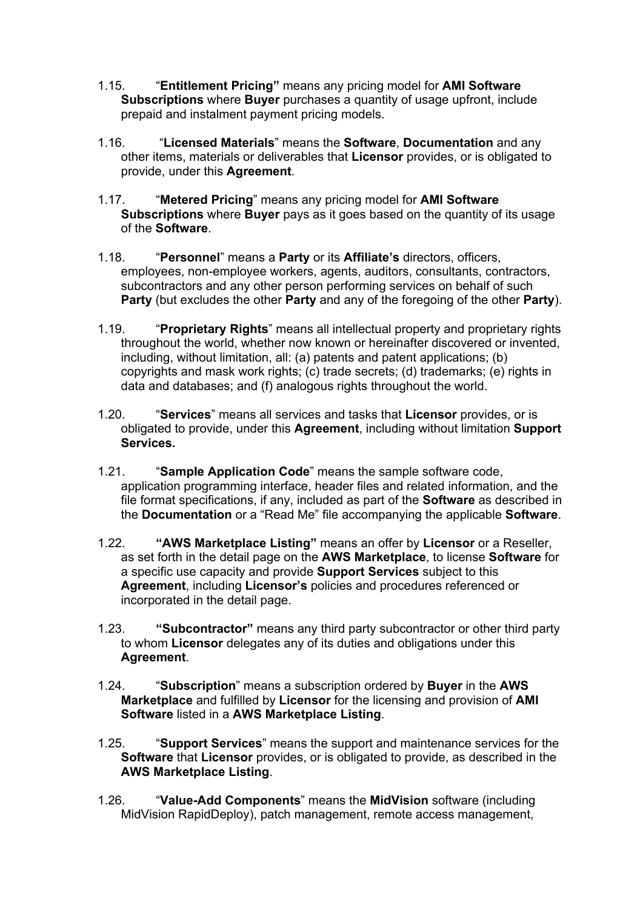1.15. “**Entitlement Pricing”** means any pricing model for **AMI Software Subscriptions** where **Buyer** purchases a quantity of usage upfront, include prepaid and instalment payment pricing models.

1.16. “**Licensed Materials**” means the **Software**, **Documentation** and any other items, materials or deliverables that **Licensor** provides, or is obligated to provide, under this **Agreement**.

1.17. “**Metered Pricing**” means any pricing model for **AMI Software Subscriptions** where **Buyer** pays as it goes based on the quantity of its usage of the **Software**.

1.18. “**Personnel**” means a **Party** or its **Affiliate’s** directors, officers, employees, non-employee workers, agents, auditors, consultants, contractors, subcontractors and any other person performing services on behalf of such **Party** (but excludes the other **Party** and any of the foregoing of the other **Party**).

1.19. “**Proprietary Rights**” means all intellectual property and proprietary rights throughout the world, whether now known or hereinafter discovered or invented, including, without limitation, all: (a) patents and patent applications; (b) copyrights and mask work rights; (c) trade secrets; (d) trademarks; (e) rights in data and databases; and (f) analogous rights throughout the world.

1.20. “**Services**” means all services and tasks that **Licensor** provides, or is obligated to provide, under this **Agreement**, including without limitation **Support Services.**

1.21. “**Sample Application Code**” means the sample software code, application programming interface, header files and related information, and the file format specifications, if any, included as part of the **Software** as described in the **Documentation** or a “Read Me” file accompanying the applicable **Software**.

1.22. **“AWS Marketplace Listing”** means an offer by **Licensor** or a Reseller, as set forth in the detail page on the **AWS Marketplace**, to license **Software** for a specific use capacity and provide **Support Services** subject to this **Agreement**, including **Licensor’s** policies and procedures referenced or incorporated in the detail page.

1.23. **“Subcontractor”** means any third party subcontractor or other third party to whom **Licensor** delegates any of its duties and obligations under this **Agreement**.

1.24. “**Subscription**” means a subscription ordered by **Buyer** in the **AWS Marketplace** and fulfilled by **Licensor** for the licensing and provision of **AMI Software** listed in a **AWS Marketplace Listing**.

1.25. “**Support Services**” means the support and maintenance services for the **Software** that **Licensor** provides, or is obligated to provide, as described in the **AWS Marketplace Listing**.

1.26. “**Value-Add Components**” means the **MidVision** software (including MidVision RapidDeploy), patch management, remote access management,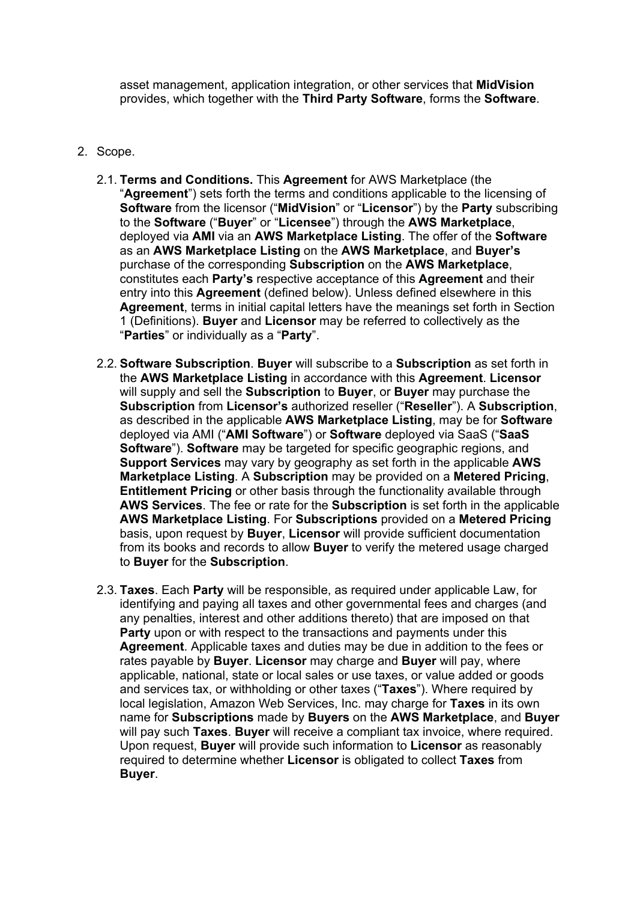asset management, application integration, or other services that **MidVision** provides, which together with the **Third Party Software**, forms the **Software**.

2. Scope.

2.1. **Terms and Conditions.** This **Agreement** for AWS Marketplace (the "**Agreement**") sets forth the terms and conditions applicable to the licensing of **Software** from the licensor ("**MidVision**" or "**Licensor**") by the **Party** subscribing to the **Software** ("**Buyer**" or "**Licensee**") through the **AWS Marketplace**, deployed via **AMI** via an **AWS Marketplace Listing**. The offer of the **Software** as an **AWS Marketplace Listing** on the **AWS Marketplace**, and **Buyer's** purchase of the corresponding **Subscription** on the **AWS Marketplace**, constitutes each **Party's** respective acceptance of this **Agreement** and their entry into this **Agreement** (defined below). Unless defined elsewhere in this **Agreement**, terms in initial capital letters have the meanings set forth in Section 1 (Definitions). **Buyer** and **Licensor** may be referred to collectively as the "**Parties**" or individually as a "**Party**".

2.2. **Software Subscription**. **Buyer** will subscribe to a **Subscription** as set forth in the **AWS Marketplace Listing** in accordance with this **Agreement**. **Licensor** will supply and sell the **Subscription** to **Buyer**, or **Buyer** may purchase the **Subscription** from **Licensor's** authorized reseller ("**Reseller**"). A **Subscription**, as described in the applicable **AWS Marketplace Listing**, may be for **Software** deployed via AMI ("**AMI Software**") or **Software** deployed via SaaS ("**SaaS Software**"). **Software** may be targeted for specific geographic regions, and **Support Services** may vary by geography as set forth in the applicable **AWS Marketplace Listing**. A **Subscription** may be provided on a **Metered Pricing**, **Entitlement Pricing** or other basis through the functionality available through **AWS Services**. The fee or rate for the **Subscription** is set forth in the applicable **AWS Marketplace Listing**. For **Subscriptions** provided on a **Metered Pricing** basis, upon request by **Buyer**, **Licensor** will provide sufficient documentation from its books and records to allow **Buyer** to verify the metered usage charged to **Buyer** for the **Subscription**.

2.3. **Taxes**. Each **Party** will be responsible, as required under applicable Law, for identifying and paying all taxes and other governmental fees and charges (and any penalties, interest and other additions thereto) that are imposed on that **Party** upon or with respect to the transactions and payments under this **Agreement**. Applicable taxes and duties may be due in addition to the fees or rates payable by **Buyer**. **Licensor** may charge and **Buyer** will pay, where applicable, national, state or local sales or use taxes, or value added or goods and services tax, or withholding or other taxes ("**Taxes**"). Where required by local legislation, Amazon Web Services, Inc. may charge for **Taxes** in its own name for **Subscriptions** made by **Buyers** on the **AWS Marketplace**, and **Buyer** will pay such **Taxes**. **Buyer** will receive a compliant tax invoice, where required. Upon request, **Buyer** will provide such information to **Licensor** as reasonably required to determine whether **Licensor** is obligated to collect **Taxes** from **Buyer**.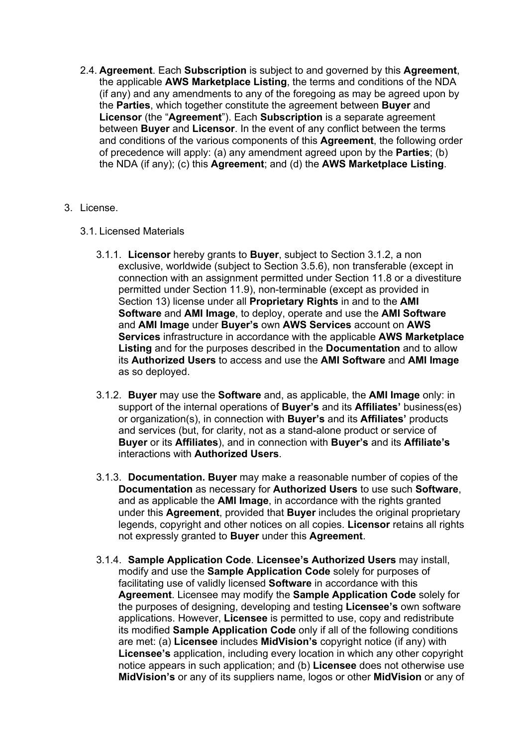2.4. **Agreement**. Each **Subscription** is subject to and governed by this **Agreement**, the applicable **AWS Marketplace Listing**, the terms and conditions of the NDA (if any) and any amendments to any of the foregoing as may be agreed upon by the **Parties**, which together constitute the agreement between **Buyer** and **Licensor** (the "**Agreement**"). Each **Subscription** is a separate agreement between **Buyer** and **Licensor**. In the event of any conflict between the terms and conditions of the various components of this **Agreement**, the following order of precedence will apply: (a) any amendment agreed upon by the **Parties**; (b) the NDA (if any); (c) this **Agreement**; and (d) the **AWS Marketplace Listing**.

3. License.

3.1. Licensed Materials

3.1.1. **Licensor** hereby grants to **Buyer**, subject to Section 3.1.2, a non exclusive, worldwide (subject to Section 3.5.6), non transferable (except in connection with an assignment permitted under Section 11.8 or a divestiture permitted under Section 11.9), non-terminable (except as provided in Section 13) license under all **Proprietary Rights** in and to the **AMI Software** and **AMI Image**, to deploy, operate and use the **AMI Software** and **AMI Image** under **Buyer's** own **AWS Services** account on **AWS Services** infrastructure in accordance with the applicable **AWS Marketplace Listing** and for the purposes described in the **Documentation** and to allow its **Authorized Users** to access and use the **AMI Software** and **AMI Image** as so deployed.

3.1.2. **Buyer** may use the **Software** and, as applicable, the **AMI Image** only: in support of the internal operations of **Buyer's** and its **Affiliates'** business(es) or organization(s), in connection with **Buyer's** and its **Affiliates'** products and services (but, for clarity, not as a stand-alone product or service of **Buyer** or its **Affiliates**), and in connection with **Buyer's** and its **Affiliate's** interactions with **Authorized Users**.

3.1.3. **Documentation. Buyer** may make a reasonable number of copies of the **Documentation** as necessary for **Authorized Users** to use such **Software**, and as applicable the **AMI Image**, in accordance with the rights granted under this **Agreement**, provided that **Buyer** includes the original proprietary legends, copyright and other notices on all copies. **Licensor** retains all rights not expressly granted to **Buyer** under this **Agreement**.

3.1.4. **Sample Application Code**. **Licensee's Authorized Users** may install, modify and use the **Sample Application Code** solely for purposes of facilitating use of validly licensed **Software** in accordance with this **Agreement**. Licensee may modify the **Sample Application Code** solely for the purposes of designing, developing and testing **Licensee's** own software applications. However, **Licensee** is permitted to use, copy and redistribute its modified **Sample Application Code** only if all of the following conditions are met: (a) **Licensee** includes **MidVision's** copyright notice (if any) with **Licensee's** application, including every location in which any other copyright notice appears in such application; and (b) **Licensee** does not otherwise use **MidVision's** or any of its suppliers name, logos or other **MidVision** or any of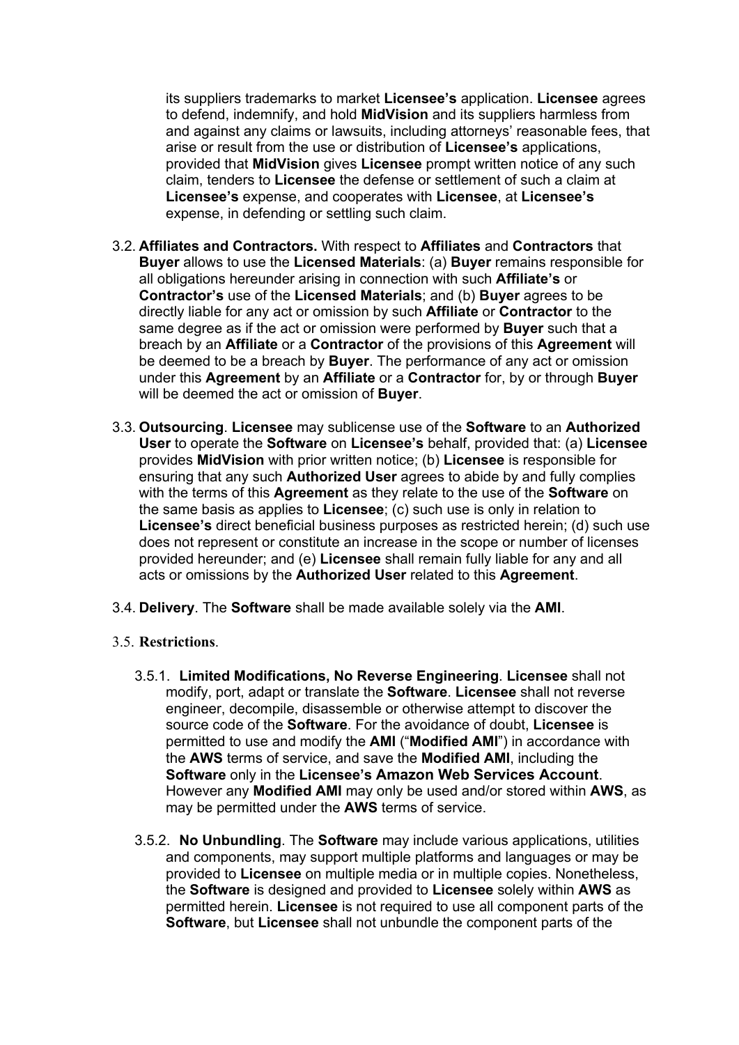its suppliers trademarks to market **Licensee's** application. **Licensee** agrees to defend, indemnify, and hold **MidVision** and its suppliers harmless from and against any claims or lawsuits, including attorneys' reasonable fees, that arise or result from the use or distribution of **Licensee's** applications, provided that **MidVision** gives **Licensee** prompt written notice of any such claim, tenders to **Licensee** the defense or settlement of such a claim at **Licensee's** expense, and cooperates with **Licensee**, at **Licensee's** expense, in defending or settling such claim.

3.2. **Affiliates and Contractors.** With respect to **Affiliates** and **Contractors** that **Buyer** allows to use the **Licensed Materials**: (a) **Buyer** remains responsible for all obligations hereunder arising in connection with such **Affiliate's** or **Contractor's** use of the **Licensed Materials**; and (b) **Buyer** agrees to be directly liable for any act or omission by such **Affiliate** or **Contractor** to the same degree as if the act or omission were performed by **Buyer** such that a breach by an **Affiliate** or a **Contractor** of the provisions of this **Agreement** will be deemed to be a breach by **Buyer**. The performance of any act or omission under this **Agreement** by an **Affiliate** or a **Contractor** for, by or through **Buyer** will be deemed the act or omission of **Buyer**.

3.3. **Outsourcing**. **Licensee** may sublicense use of the **Software** to an **Authorized User** to operate the **Software** on **Licensee's** behalf, provided that: (a) **Licensee** provides **MidVision** with prior written notice; (b) **Licensee** is responsible for ensuring that any such **Authorized User** agrees to abide by and fully complies with the terms of this **Agreement** as they relate to the use of the **Software** on the same basis as applies to **Licensee**; (c) such use is only in relation to **Licensee's** direct beneficial business purposes as restricted herein; (d) such use does not represent or constitute an increase in the scope or number of licenses provided hereunder; and (e) **Licensee** shall remain fully liable for any and all acts or omissions by the **Authorized User** related to this **Agreement**.

3.4. **Delivery**. The **Software** shall be made available solely via the **AMI**.

3.5. **Restrictions**.

3.5.1. **Limited Modifications, No Reverse Engineering**. **Licensee** shall not modify, port, adapt or translate the **Software**. **Licensee** shall not reverse engineer, decompile, disassemble or otherwise attempt to discover the source code of the **Software**. For the avoidance of doubt, **Licensee** is permitted to use and modify the **AMI** ("**Modified AMI**") in accordance with the **AWS** terms of service, and save the **Modified AMI**, including the **Software** only in the **Licensee's Amazon Web Services Account**. However any **Modified AMI** may only be used and/or stored within **AWS**, as may be permitted under the **AWS** terms of service.

3.5.2. **No Unbundling**. The **Software** may include various applications, utilities and components, may support multiple platforms and languages or may be provided to **Licensee** on multiple media or in multiple copies. Nonetheless, the **Software** is designed and provided to **Licensee** solely within **AWS** as permitted herein. **Licensee** is not required to use all component parts of the **Software**, but **Licensee** shall not unbundle the component parts of the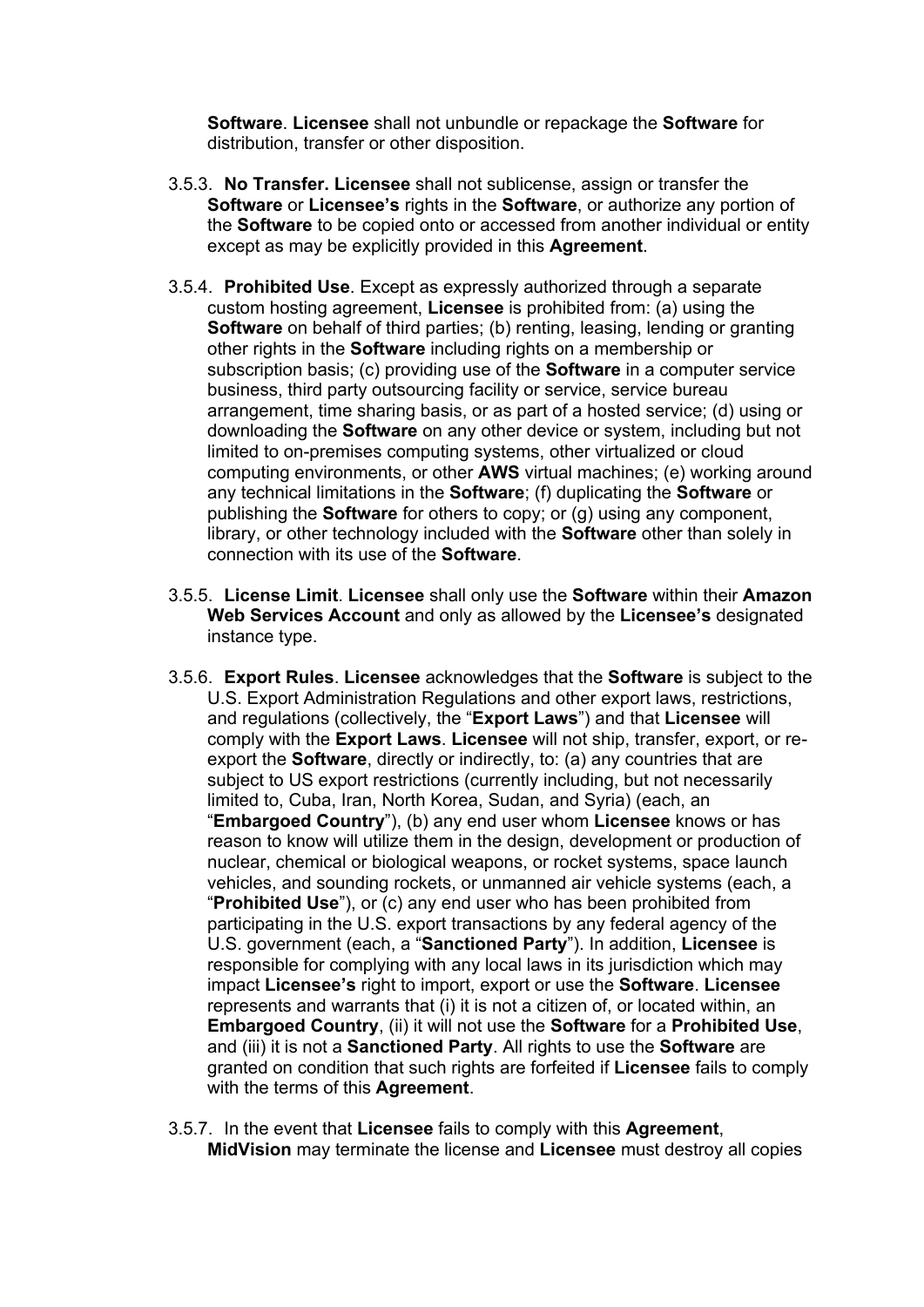**Software**. **Licensee** shall not unbundle or repackage the **Software** for distribution, transfer or other disposition.

3.5.3. **No Transfer. Licensee** shall not sublicense, assign or transfer the **Software** or **Licensee's** rights in the **Software**, or authorize any portion of the **Software** to be copied onto or accessed from another individual or entity except as may be explicitly provided in this **Agreement**.

3.5.4. **Prohibited Use**. Except as expressly authorized through a separate custom hosting agreement, **Licensee** is prohibited from: (a) using the **Software** on behalf of third parties; (b) renting, leasing, lending or granting other rights in the **Software** including rights on a membership or subscription basis; (c) providing use of the **Software** in a computer service business, third party outsourcing facility or service, service bureau arrangement, time sharing basis, or as part of a hosted service; (d) using or downloading the **Software** on any other device or system, including but not limited to on-premises computing systems, other virtualized or cloud computing environments, or other **AWS** virtual machines; (e) working around any technical limitations in the **Software**; (f) duplicating the **Software** or publishing the **Software** for others to copy; or (g) using any component, library, or other technology included with the **Software** other than solely in connection with its use of the **Software**.

3.5.5. **License Limit**. **Licensee** shall only use the **Software** within their **Amazon Web Services Account** and only as allowed by the **Licensee's** designated instance type.

3.5.6. **Export Rules**. **Licensee** acknowledges that the **Software** is subject to the U.S. Export Administration Regulations and other export laws, restrictions, and regulations (collectively, the "**Export Laws**") and that **Licensee** will comply with the **Export Laws**. **Licensee** will not ship, transfer, export, or re-export the **Software**, directly or indirectly, to: (a) any countries that are subject to US export restrictions (currently including, but not necessarily limited to, Cuba, Iran, North Korea, Sudan, and Syria) (each, an "**Embargoed Country**"), (b) any end user whom **Licensee** knows or has reason to know will utilize them in the design, development or production of nuclear, chemical or biological weapons, or rocket systems, space launch vehicles, and sounding rockets, or unmanned air vehicle systems (each, a "**Prohibited Use**"), or (c) any end user who has been prohibited from participating in the U.S. export transactions by any federal agency of the U.S. government (each, a "**Sanctioned Party**"). In addition, **Licensee** is responsible for complying with any local laws in its jurisdiction which may impact **Licensee's** right to import, export or use the **Software**. **Licensee** represents and warrants that (i) it is not a citizen of, or located within, an **Embargoed Country**, (ii) it will not use the **Software** for a **Prohibited Use**, and (iii) it is not a **Sanctioned Party**. All rights to use the **Software** are granted on condition that such rights are forfeited if **Licensee** fails to comply with the terms of this **Agreement**.

3.5.7. In the event that **Licensee** fails to comply with this **Agreement**, **MidVision** may terminate the license and **Licensee** must destroy all copies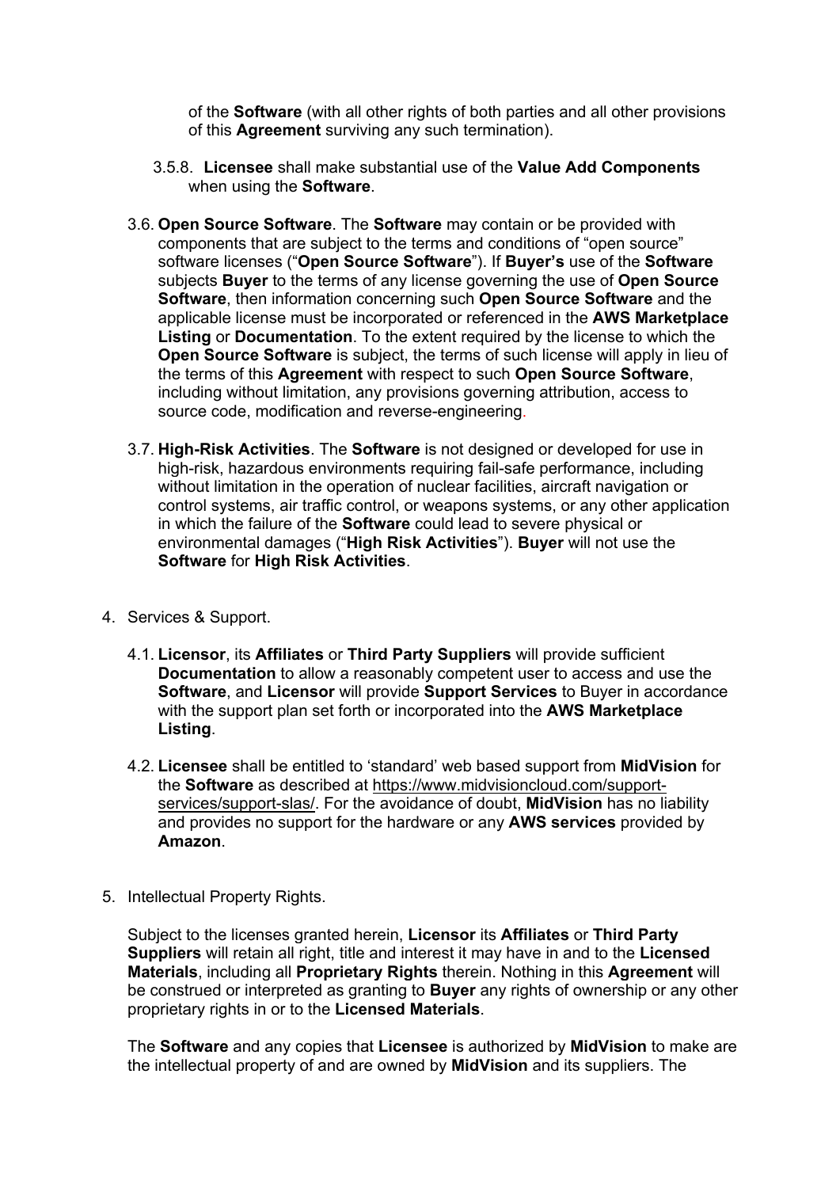of the **Software** (with all other rights of both parties and all other provisions of this **Agreement** surviving any such termination).

3.5.8. **Licensee** shall make substantial use of the **Value Add Components** when using the **Software**.

3.6. **Open Source Software**. The **Software** may contain or be provided with components that are subject to the terms and conditions of "open source" software licenses ("**Open Source Software**"). If **Buyer's** use of the **Software** subjects **Buyer** to the terms of any license governing the use of **Open Source Software**, then information concerning such **Open Source Software** and the applicable license must be incorporated or referenced in the **AWS Marketplace Listing** or **Documentation**. To the extent required by the license to which the **Open Source Software** is subject, the terms of such license will apply in lieu of the terms of this **Agreement** with respect to such **Open Source Software**, including without limitation, any provisions governing attribution, access to source code, modification and reverse-engineering.

3.7. **High-Risk Activities**. The **Software** is not designed or developed for use in high-risk, hazardous environments requiring fail-safe performance, including without limitation in the operation of nuclear facilities, aircraft navigation or control systems, air traffic control, or weapons systems, or any other application in which the failure of the **Software** could lead to severe physical or environmental damages ("**High Risk Activities**"). **Buyer** will not use the **Software** for **High Risk Activities**.

4. Services & Support.

4.1. **Licensor**, its **Affiliates** or **Third Party Suppliers** will provide sufficient **Documentation** to allow a reasonably competent user to access and use the **Software**, and **Licensor** will provide **Support Services** to Buyer in accordance with the support plan set forth or incorporated into the **AWS Marketplace Listing**.

4.2. **Licensee** shall be entitled to 'standard' web based support from **MidVision** for the **Software** as described at https://www.midvisioncloud.com/support-services/support-slas/. For the avoidance of doubt, **MidVision** has no liability and provides no support for the hardware or any **AWS services** provided by **Amazon**.

5. Intellectual Property Rights.

Subject to the licenses granted herein, **Licensor** its **Affiliates** or **Third Party Suppliers** will retain all right, title and interest it may have in and to the **Licensed Materials**, including all **Proprietary Rights** therein. Nothing in this **Agreement** will be construed or interpreted as granting to **Buyer** any rights of ownership or any other proprietary rights in or to the **Licensed Materials**.

The **Software** and any copies that **Licensee** is authorized by **MidVision** to make are the intellectual property of and are owned by **MidVision** and its suppliers. The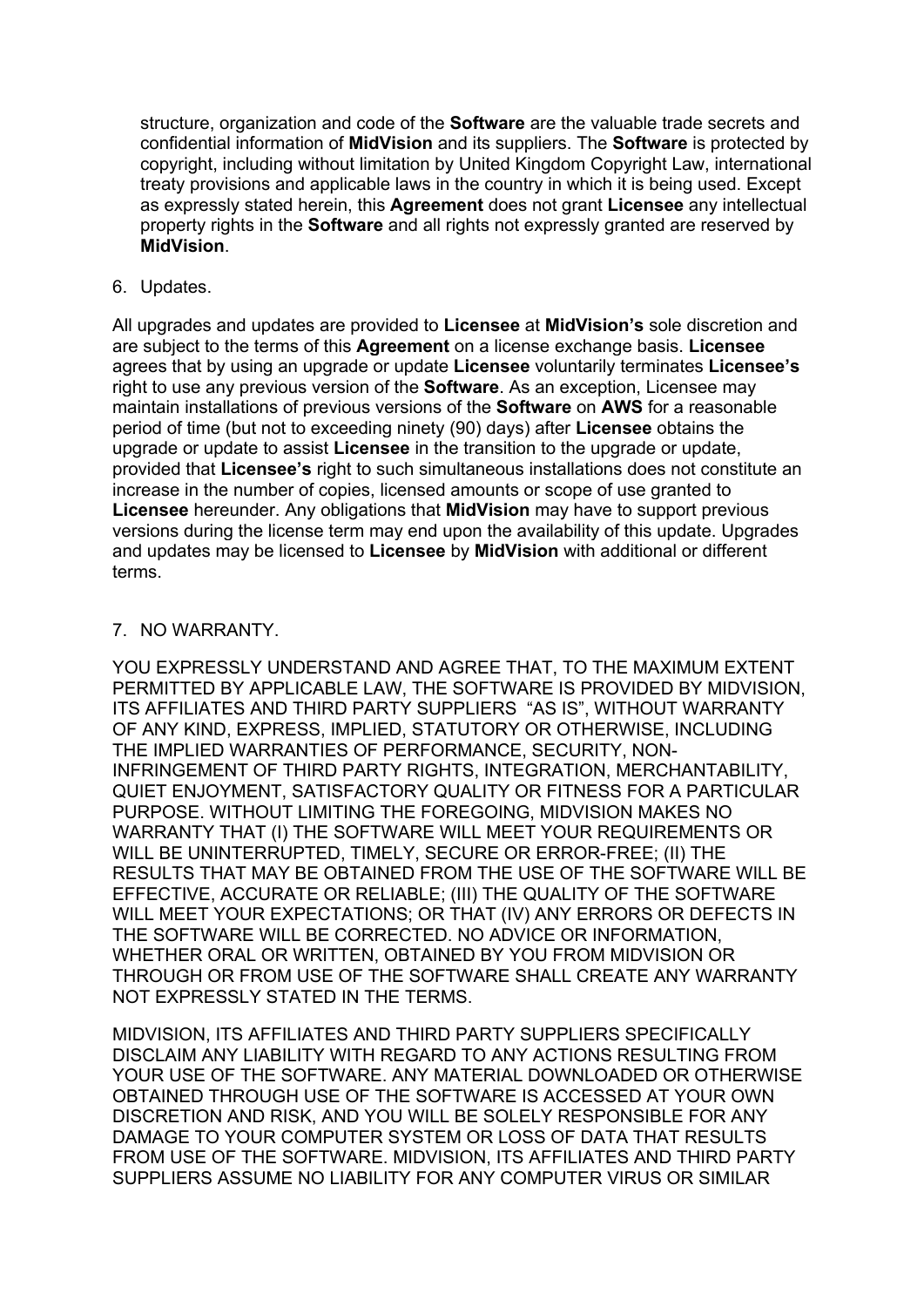structure, organization and code of the **Software** are the valuable trade secrets and confidential information of **MidVision** and its suppliers. The **Software** is protected by copyright, including without limitation by United Kingdom Copyright Law, international treaty provisions and applicable laws in the country in which it is being used. Except as expressly stated herein, this **Agreement** does not grant **Licensee** any intellectual property rights in the **Software** and all rights not expressly granted are reserved by **MidVision**.

6. Updates.

All upgrades and updates are provided to **Licensee** at **MidVision's** sole discretion and are subject to the terms of this **Agreement** on a license exchange basis. **Licensee** agrees that by using an upgrade or update **Licensee** voluntarily terminates **Licensee's** right to use any previous version of the **Software**. As an exception, Licensee may maintain installations of previous versions of the **Software** on **AWS** for a reasonable period of time (but not to exceeding ninety (90) days) after **Licensee** obtains the upgrade or update to assist **Licensee** in the transition to the upgrade or update, provided that **Licensee's** right to such simultaneous installations does not constitute an increase in the number of copies, licensed amounts or scope of use granted to **Licensee** hereunder. Any obligations that **MidVision** may have to support previous versions during the license term may end upon the availability of this update. Upgrades and updates may be licensed to **Licensee** by **MidVision** with additional or different terms.

7. NO WARRANTY.

YOU EXPRESSLY UNDERSTAND AND AGREE THAT, TO THE MAXIMUM EXTENT PERMITTED BY APPLICABLE LAW, THE SOFTWARE IS PROVIDED BY MIDVISION, ITS AFFILIATES AND THIRD PARTY SUPPLIERS "AS IS", WITHOUT WARRANTY OF ANY KIND, EXPRESS, IMPLIED, STATUTORY OR OTHERWISE, INCLUDING THE IMPLIED WARRANTIES OF PERFORMANCE, SECURITY, NON-INFRINGEMENT OF THIRD PARTY RIGHTS, INTEGRATION, MERCHANTABILITY, QUIET ENJOYMENT, SATISFACTORY QUALITY OR FITNESS FOR A PARTICULAR PURPOSE. WITHOUT LIMITING THE FOREGOING, MIDVISION MAKES NO WARRANTY THAT (I) THE SOFTWARE WILL MEET YOUR REQUIREMENTS OR WILL BE UNINTERRUPTED, TIMELY, SECURE OR ERROR-FREE; (II) THE RESULTS THAT MAY BE OBTAINED FROM THE USE OF THE SOFTWARE WILL BE EFFECTIVE, ACCURATE OR RELIABLE; (III) THE QUALITY OF THE SOFTWARE WILL MEET YOUR EXPECTATIONS; OR THAT (IV) ANY ERRORS OR DEFECTS IN THE SOFTWARE WILL BE CORRECTED. NO ADVICE OR INFORMATION, WHETHER ORAL OR WRITTEN, OBTAINED BY YOU FROM MIDVISION OR THROUGH OR FROM USE OF THE SOFTWARE SHALL CREATE ANY WARRANTY NOT EXPRESSLY STATED IN THE TERMS.

MIDVISION, ITS AFFILIATES AND THIRD PARTY SUPPLIERS SPECIFICALLY DISCLAIM ANY LIABILITY WITH REGARD TO ANY ACTIONS RESULTING FROM YOUR USE OF THE SOFTWARE. ANY MATERIAL DOWNLOADED OR OTHERWISE OBTAINED THROUGH USE OF THE SOFTWARE IS ACCESSED AT YOUR OWN DISCRETION AND RISK, AND YOU WILL BE SOLELY RESPONSIBLE FOR ANY DAMAGE TO YOUR COMPUTER SYSTEM OR LOSS OF DATA THAT RESULTS FROM USE OF THE SOFTWARE. MIDVISION, ITS AFFILIATES AND THIRD PARTY SUPPLIERS ASSUME NO LIABILITY FOR ANY COMPUTER VIRUS OR SIMILAR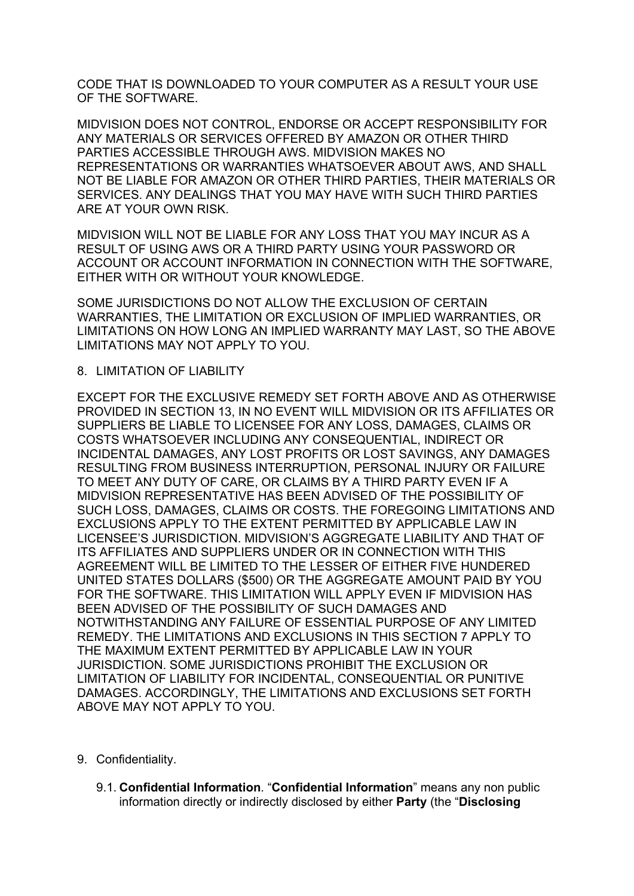CODE THAT IS DOWNLOADED TO YOUR COMPUTER AS A RESULT YOUR USE OF THE SOFTWARE.

MIDVISION DOES NOT CONTROL, ENDORSE OR ACCEPT RESPONSIBILITY FOR ANY MATERIALS OR SERVICES OFFERED BY AMAZON OR OTHER THIRD PARTIES ACCESSIBLE THROUGH AWS. MIDVISION MAKES NO REPRESENTATIONS OR WARRANTIES WHATSOEVER ABOUT AWS, AND SHALL NOT BE LIABLE FOR AMAZON OR OTHER THIRD PARTIES, THEIR MATERIALS OR SERVICES. ANY DEALINGS THAT YOU MAY HAVE WITH SUCH THIRD PARTIES ARE AT YOUR OWN RISK.

MIDVISION WILL NOT BE LIABLE FOR ANY LOSS THAT YOU MAY INCUR AS A RESULT OF USING AWS OR A THIRD PARTY USING YOUR PASSWORD OR ACCOUNT OR ACCOUNT INFORMATION IN CONNECTION WITH THE SOFTWARE, EITHER WITH OR WITHOUT YOUR KNOWLEDGE.

SOME JURISDICTIONS DO NOT ALLOW THE EXCLUSION OF CERTAIN WARRANTIES, THE LIMITATION OR EXCLUSION OF IMPLIED WARRANTIES, OR LIMITATIONS ON HOW LONG AN IMPLIED WARRANTY MAY LAST, SO THE ABOVE LIMITATIONS MAY NOT APPLY TO YOU.

8. LIMITATION OF LIABILITY

EXCEPT FOR THE EXCLUSIVE REMEDY SET FORTH ABOVE AND AS OTHERWISE PROVIDED IN SECTION 13, IN NO EVENT WILL MIDVISION OR ITS AFFILIATES OR SUPPLIERS BE LIABLE TO LICENSEE FOR ANY LOSS, DAMAGES, CLAIMS OR COSTS WHATSOEVER INCLUDING ANY CONSEQUENTIAL, INDIRECT OR INCIDENTAL DAMAGES, ANY LOST PROFITS OR LOST SAVINGS, ANY DAMAGES RESULTING FROM BUSINESS INTERRUPTION, PERSONAL INJURY OR FAILURE TO MEET ANY DUTY OF CARE, OR CLAIMS BY A THIRD PARTY EVEN IF A MIDVISION REPRESENTATIVE HAS BEEN ADVISED OF THE POSSIBILITY OF SUCH LOSS, DAMAGES, CLAIMS OR COSTS. THE FOREGOING LIMITATIONS AND EXCLUSIONS APPLY TO THE EXTENT PERMITTED BY APPLICABLE LAW IN LICENSEE'S JURISDICTION. MIDVISION'S AGGREGATE LIABILITY AND THAT OF ITS AFFILIATES AND SUPPLIERS UNDER OR IN CONNECTION WITH THIS AGREEMENT WILL BE LIMITED TO THE LESSER OF EITHER FIVE HUNDERED UNITED STATES DOLLARS ($500) OR THE AGGREGATE AMOUNT PAID BY YOU FOR THE SOFTWARE. THIS LIMITATION WILL APPLY EVEN IF MIDVISION HAS BEEN ADVISED OF THE POSSIBILITY OF SUCH DAMAGES AND NOTWITHSTANDING ANY FAILURE OF ESSENTIAL PURPOSE OF ANY LIMITED REMEDY. THE LIMITATIONS AND EXCLUSIONS IN THIS SECTION 7 APPLY TO THE MAXIMUM EXTENT PERMITTED BY APPLICABLE LAW IN YOUR JURISDICTION. SOME JURISDICTIONS PROHIBIT THE EXCLUSION OR LIMITATION OF LIABILITY FOR INCIDENTAL, CONSEQUENTIAL OR PUNITIVE DAMAGES. ACCORDINGLY, THE LIMITATIONS AND EXCLUSIONS SET FORTH ABOVE MAY NOT APPLY TO YOU.

9. Confidentiality.

9.1. **Confidential Information**. "**Confidential Information**" means any non public information directly or indirectly disclosed by either **Party** (the "**Disclosing**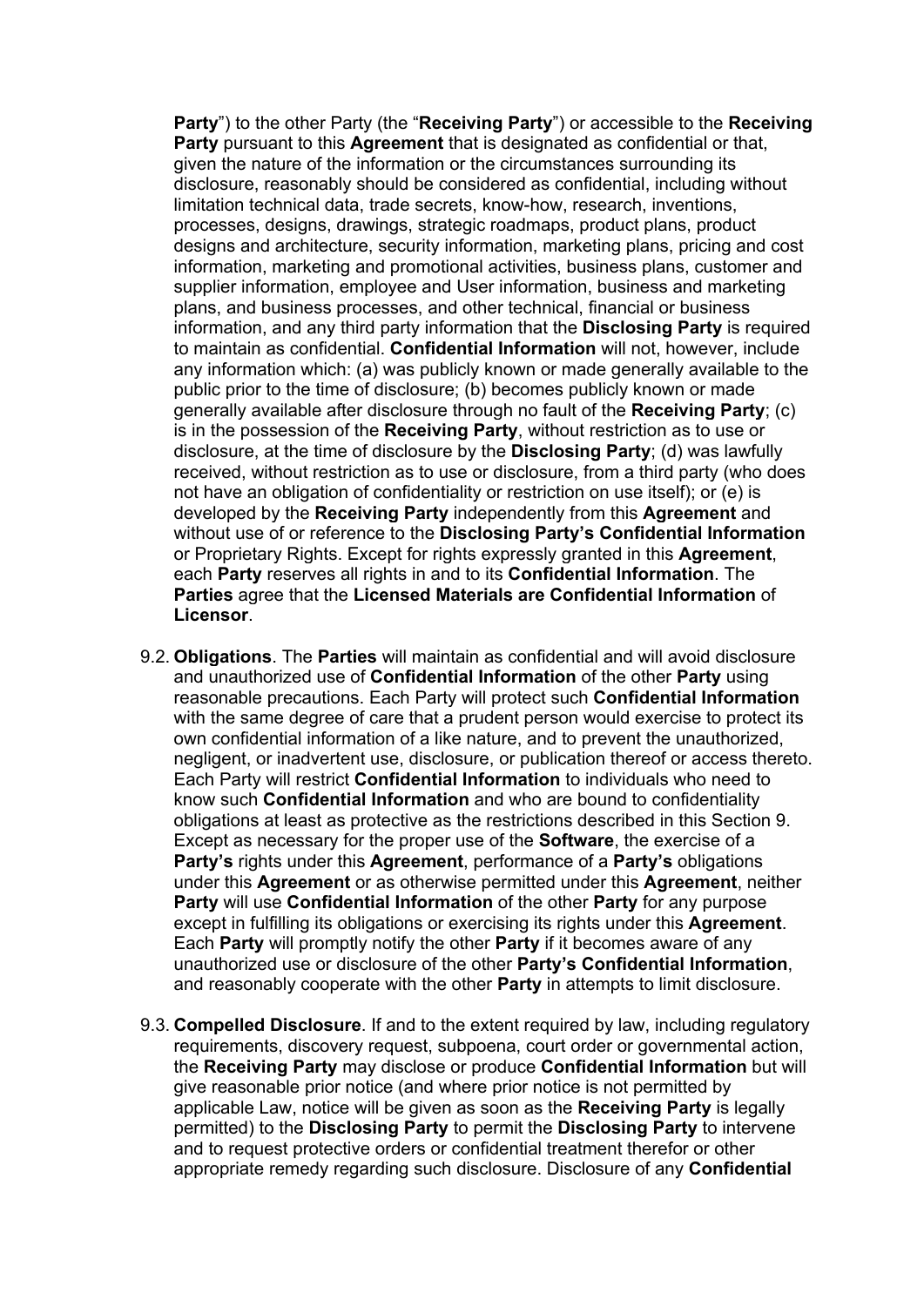**Party**") to the other Party (the "**Receiving Party**") or accessible to the **Receiving Party** pursuant to this **Agreement** that is designated as confidential or that, given the nature of the information or the circumstances surrounding its disclosure, reasonably should be considered as confidential, including without limitation technical data, trade secrets, know-how, research, inventions, processes, designs, drawings, strategic roadmaps, product plans, product designs and architecture, security information, marketing plans, pricing and cost information, marketing and promotional activities, business plans, customer and supplier information, employee and User information, business and marketing plans, and business processes, and other technical, financial or business information, and any third party information that the **Disclosing Party** is required to maintain as confidential. **Confidential Information** will not, however, include any information which: (a) was publicly known or made generally available to the public prior to the time of disclosure; (b) becomes publicly known or made generally available after disclosure through no fault of the **Receiving Party**; (c) is in the possession of the **Receiving Party**, without restriction as to use or disclosure, at the time of disclosure by the **Disclosing Party**; (d) was lawfully received, without restriction as to use or disclosure, from a third party (who does not have an obligation of confidentiality or restriction on use itself); or (e) is developed by the **Receiving Party** independently from this **Agreement** and without use of or reference to the **Disclosing Party's Confidential Information** or Proprietary Rights. Except for rights expressly granted in this **Agreement**, each **Party** reserves all rights in and to its **Confidential Information**. The **Parties** agree that the **Licensed Materials are Confidential Information** of **Licensor**.

9.2. **Obligations**. The **Parties** will maintain as confidential and will avoid disclosure and unauthorized use of **Confidential Information** of the other **Party** using reasonable precautions. Each Party will protect such **Confidential Information** with the same degree of care that a prudent person would exercise to protect its own confidential information of a like nature, and to prevent the unauthorized, negligent, or inadvertent use, disclosure, or publication thereof or access thereto. Each Party will restrict **Confidential Information** to individuals who need to know such **Confidential Information** and who are bound to confidentiality obligations at least as protective as the restrictions described in this Section 9. Except as necessary for the proper use of the **Software**, the exercise of a **Party's** rights under this **Agreement**, performance of a **Party's** obligations under this **Agreement** or as otherwise permitted under this **Agreement**, neither **Party** will use **Confidential Information** of the other **Party** for any purpose except in fulfilling its obligations or exercising its rights under this **Agreement**. Each **Party** will promptly notify the other **Party** if it becomes aware of any unauthorized use or disclosure of the other **Party's Confidential Information**, and reasonably cooperate with the other **Party** in attempts to limit disclosure.

9.3. **Compelled Disclosure**. If and to the extent required by law, including regulatory requirements, discovery request, subpoena, court order or governmental action, the **Receiving Party** may disclose or produce **Confidential Information** but will give reasonable prior notice (and where prior notice is not permitted by applicable Law, notice will be given as soon as the **Receiving Party** is legally permitted) to the **Disclosing Party** to permit the **Disclosing Party** to intervene and to request protective orders or confidential treatment therefor or other appropriate remedy regarding such disclosure. Disclosure of any **Confidential**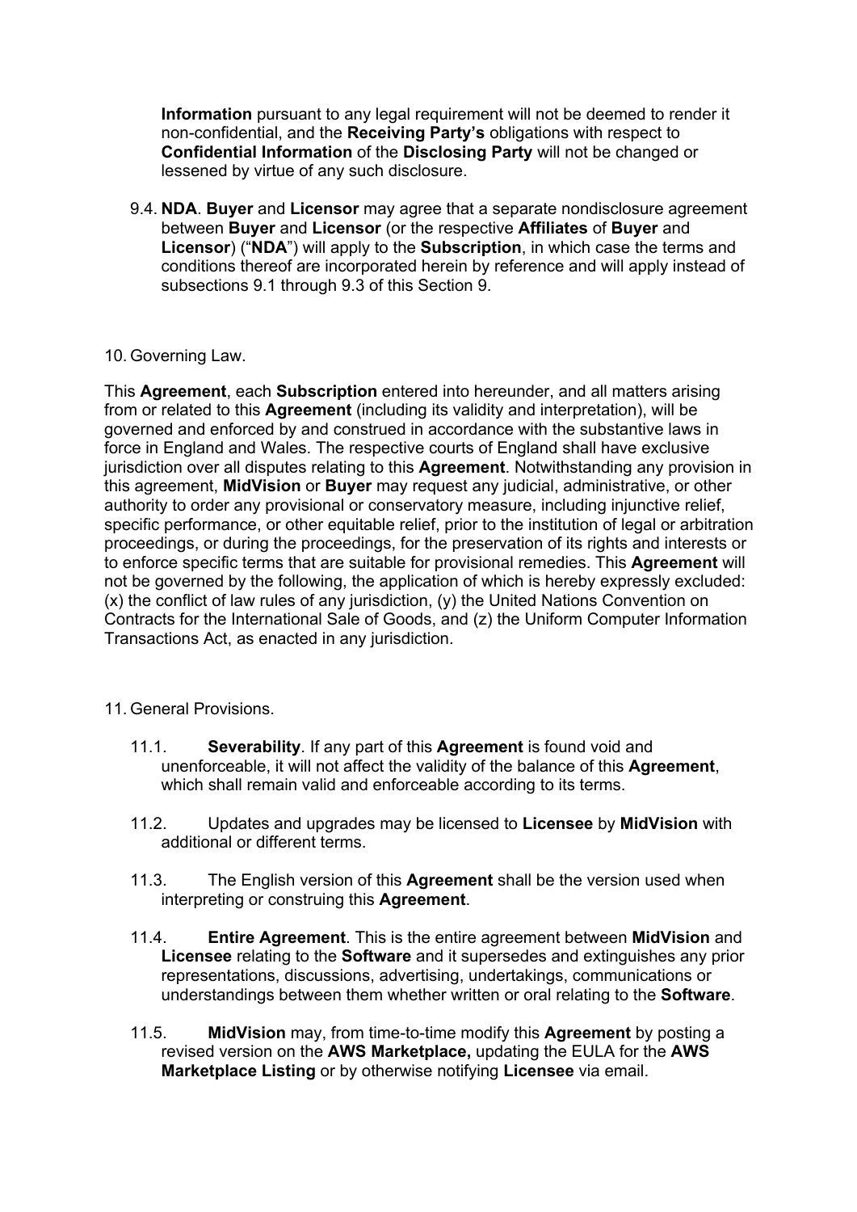**Information** pursuant to any legal requirement will not be deemed to render it non-confidential, and the **Receiving Party's** obligations with respect to **Confidential Information** of the **Disclosing Party** will not be changed or lessened by virtue of any such disclosure.

9.4. **NDA**. **Buyer** and **Licensor** may agree that a separate nondisclosure agreement between **Buyer** and **Licensor** (or the respective **Affiliates** of **Buyer** and **Licensor**) ("**NDA**") will apply to the **Subscription**, in which case the terms and conditions thereof are incorporated herein by reference and will apply instead of subsections 9.1 through 9.3 of this Section 9.

10. Governing Law.

This **Agreement**, each **Subscription** entered into hereunder, and all matters arising from or related to this **Agreement** (including its validity and interpretation), will be governed and enforced by and construed in accordance with the substantive laws in force in England and Wales. The respective courts of England shall have exclusive jurisdiction over all disputes relating to this **Agreement**. Notwithstanding any provision in this agreement, **MidVision** or **Buyer** may request any judicial, administrative, or other authority to order any provisional or conservatory measure, including injunctive relief, specific performance, or other equitable relief, prior to the institution of legal or arbitration proceedings, or during the proceedings, for the preservation of its rights and interests or to enforce specific terms that are suitable for provisional remedies. This **Agreement** will not be governed by the following, the application of which is hereby expressly excluded: (x) the conflict of law rules of any jurisdiction, (y) the United Nations Convention on Contracts for the International Sale of Goods, and (z) the Uniform Computer Information Transactions Act, as enacted in any jurisdiction.

11. General Provisions.

11.1. **Severability**. If any part of this **Agreement** is found void and unenforceable, it will not affect the validity of the balance of this **Agreement**, which shall remain valid and enforceable according to its terms.

11.2. Updates and upgrades may be licensed to **Licensee** by **MidVision** with additional or different terms.

11.3. The English version of this **Agreement** shall be the version used when interpreting or construing this **Agreement**.

11.4. **Entire Agreement**. This is the entire agreement between **MidVision** and **Licensee** relating to the **Software** and it supersedes and extinguishes any prior representations, discussions, advertising, undertakings, communications or understandings between them whether written or oral relating to the **Software**.

11.5. **MidVision** may, from time-to-time modify this **Agreement** by posting a revised version on the **AWS Marketplace,** updating the EULA for the **AWS Marketplace Listing** or by otherwise notifying **Licensee** via email.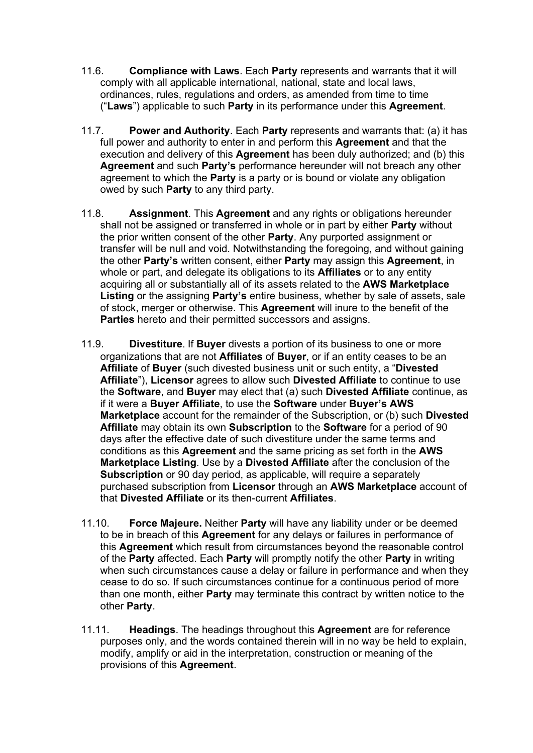11.6. **Compliance with Laws**. Each **Party** represents and warrants that it will comply with all applicable international, national, state and local laws, ordinances, rules, regulations and orders, as amended from time to time ("**Laws**") applicable to such **Party** in its performance under this **Agreement**.

11.7. **Power and Authority**. Each **Party** represents and warrants that: (a) it has full power and authority to enter in and perform this **Agreement** and that the execution and delivery of this **Agreement** has been duly authorized; and (b) this **Agreement** and such **Party's** performance hereunder will not breach any other agreement to which the **Party** is a party or is bound or violate any obligation owed by such **Party** to any third party.

11.8. **Assignment**. This **Agreement** and any rights or obligations hereunder shall not be assigned or transferred in whole or in part by either **Party** without the prior written consent of the other **Party**. Any purported assignment or transfer will be null and void. Notwithstanding the foregoing, and without gaining the other **Party's** written consent, either **Party** may assign this **Agreement**, in whole or part, and delegate its obligations to its **Affiliates** or to any entity acquiring all or substantially all of its assets related to the **AWS Marketplace Listing** or the assigning **Party's** entire business, whether by sale of assets, sale of stock, merger or otherwise. This **Agreement** will inure to the benefit of the **Parties** hereto and their permitted successors and assigns.

11.9. **Divestiture**. If **Buyer** divests a portion of its business to one or more organizations that are not **Affiliates** of **Buyer**, or if an entity ceases to be an **Affiliate** of **Buyer** (such divested business unit or such entity, a "**Divested Affiliate**"), **Licensor** agrees to allow such **Divested Affiliate** to continue to use the **Software**, and **Buyer** may elect that (a) such **Divested Affiliate** continue, as if it were a **Buyer Affiliate**, to use the **Software** under **Buyer's AWS Marketplace** account for the remainder of the Subscription, or (b) such **Divested Affiliate** may obtain its own **Subscription** to the **Software** for a period of 90 days after the effective date of such divestiture under the same terms and conditions as this **Agreement** and the same pricing as set forth in the **AWS Marketplace Listing**. Use by a **Divested Affiliate** after the conclusion of the **Subscription** or 90 day period, as applicable, will require a separately purchased subscription from **Licensor** through an **AWS Marketplace** account of that **Divested Affiliate** or its then-current **Affiliates**.

11.10. **Force Majeure.** Neither **Party** will have any liability under or be deemed to be in breach of this **Agreement** for any delays or failures in performance of this **Agreement** which result from circumstances beyond the reasonable control of the **Party** affected. Each **Party** will promptly notify the other **Party** in writing when such circumstances cause a delay or failure in performance and when they cease to do so. If such circumstances continue for a continuous period of more than one month, either **Party** may terminate this contract by written notice to the other **Party**.

11.11. **Headings**. The headings throughout this **Agreement** are for reference purposes only, and the words contained therein will in no way be held to explain, modify, amplify or aid in the interpretation, construction or meaning of the provisions of this **Agreement**.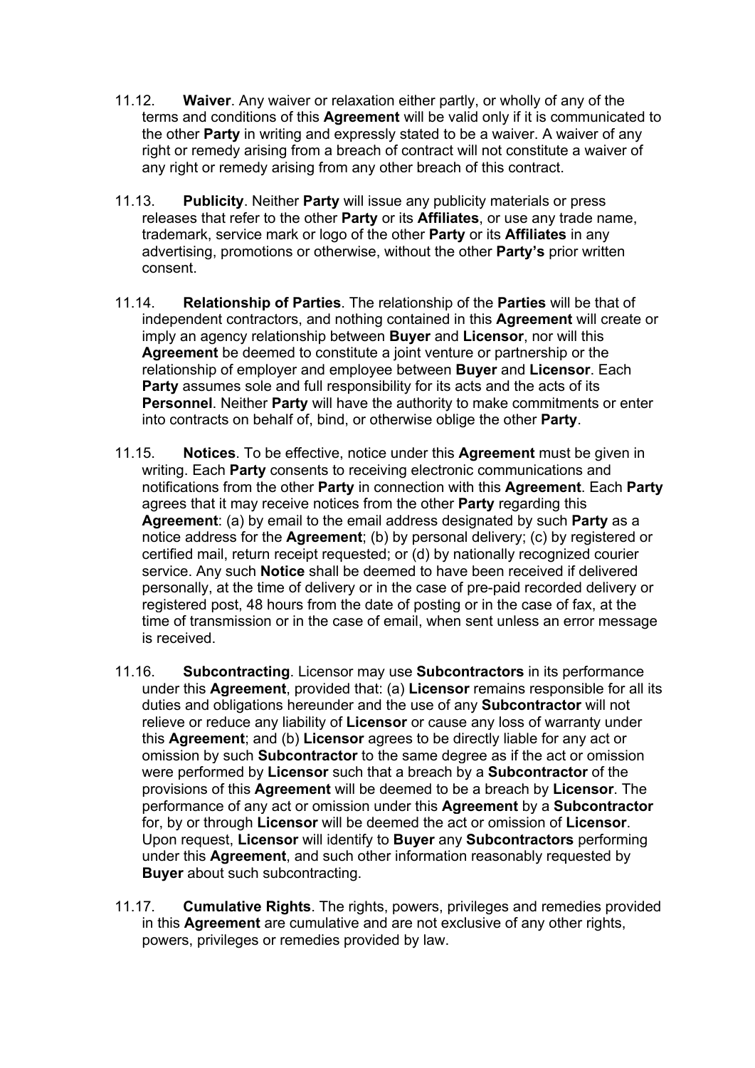11.12. **Waiver**. Any waiver or relaxation either partly, or wholly of any of the terms and conditions of this **Agreement** will be valid only if it is communicated to the other **Party** in writing and expressly stated to be a waiver. A waiver of any right or remedy arising from a breach of contract will not constitute a waiver of any right or remedy arising from any other breach of this contract.

11.13. **Publicity**. Neither **Party** will issue any publicity materials or press releases that refer to the other **Party** or its **Affiliates**, or use any trade name, trademark, service mark or logo of the other **Party** or its **Affiliates** in any advertising, promotions or otherwise, without the other **Party's** prior written consent.

11.14. **Relationship of Parties**. The relationship of the **Parties** will be that of independent contractors, and nothing contained in this **Agreement** will create or imply an agency relationship between **Buyer** and **Licensor**, nor will this **Agreement** be deemed to constitute a joint venture or partnership or the relationship of employer and employee between **Buyer** and **Licensor**. Each **Party** assumes sole and full responsibility for its acts and the acts of its **Personnel**. Neither **Party** will have the authority to make commitments or enter into contracts on behalf of, bind, or otherwise oblige the other **Party**.

11.15. **Notices**. To be effective, notice under this **Agreement** must be given in writing. Each **Party** consents to receiving electronic communications and notifications from the other **Party** in connection with this **Agreement**. Each **Party** agrees that it may receive notices from the other **Party** regarding this **Agreement**: (a) by email to the email address designated by such **Party** as a notice address for the **Agreement**; (b) by personal delivery; (c) by registered or certified mail, return receipt requested; or (d) by nationally recognized courier service. Any such **Notice** shall be deemed to have been received if delivered personally, at the time of delivery or in the case of pre-paid recorded delivery or registered post, 48 hours from the date of posting or in the case of fax, at the time of transmission or in the case of email, when sent unless an error message is received.

11.16. **Subcontracting**. Licensor may use **Subcontractors** in its performance under this **Agreement**, provided that: (a) **Licensor** remains responsible for all its duties and obligations hereunder and the use of any **Subcontractor** will not relieve or reduce any liability of **Licensor** or cause any loss of warranty under this **Agreement**; and (b) **Licensor** agrees to be directly liable for any act or omission by such **Subcontractor** to the same degree as if the act or omission were performed by **Licensor** such that a breach by a **Subcontractor** of the provisions of this **Agreement** will be deemed to be a breach by **Licensor**. The performance of any act or omission under this **Agreement** by a **Subcontractor** for, by or through **Licensor** will be deemed the act or omission of **Licensor**. Upon request, **Licensor** will identify to **Buyer** any **Subcontractors** performing under this **Agreement**, and such other information reasonably requested by **Buyer** about such subcontracting.

11.17. **Cumulative Rights**. The rights, powers, privileges and remedies provided in this **Agreement** are cumulative and are not exclusive of any other rights, powers, privileges or remedies provided by law.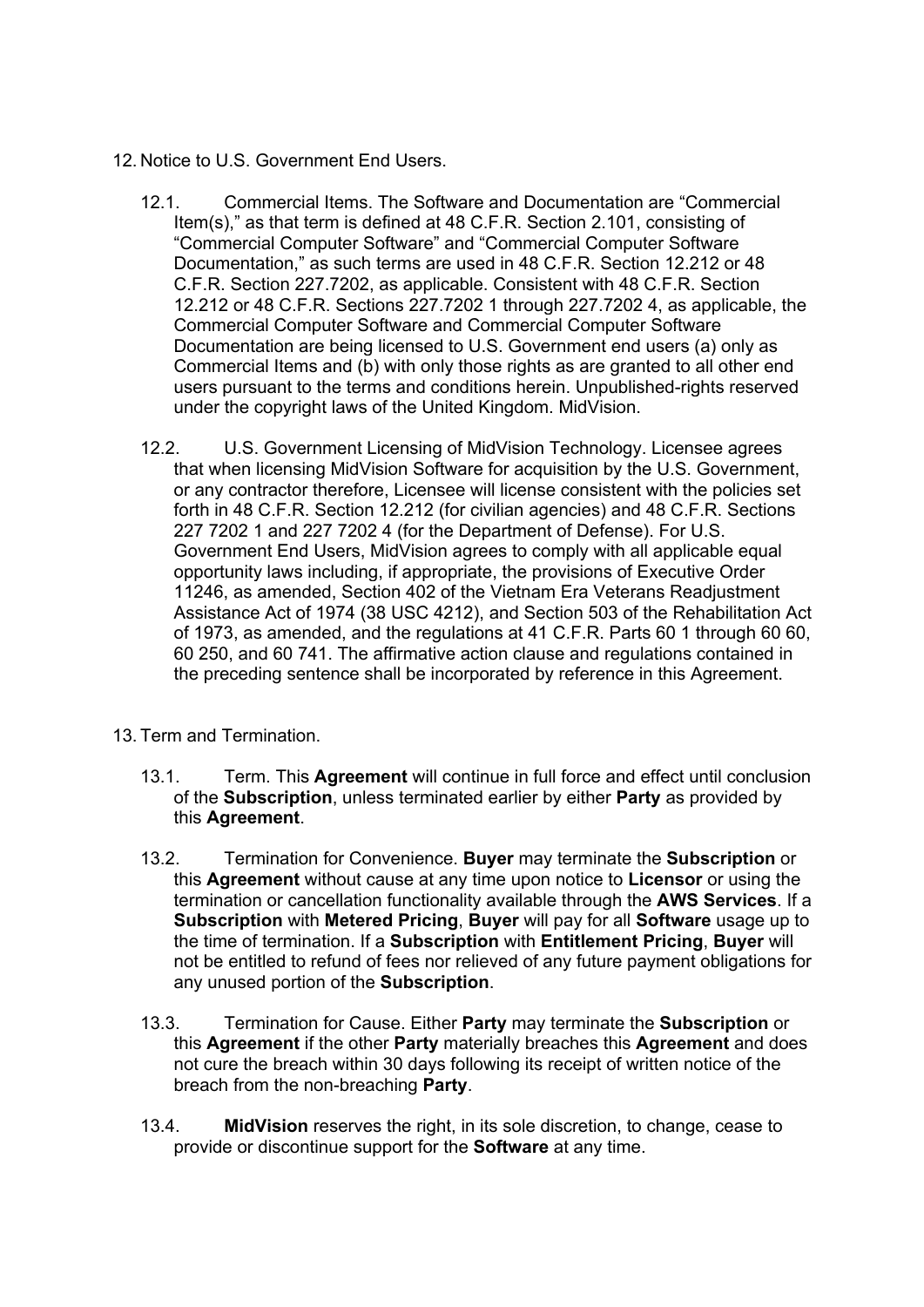12. Notice to U.S. Government End Users.

    12.1. Commercial Items. The Software and Documentation are "Commercial Item(s)," as that term is defined at 48 C.F.R. Section 2.101, consisting of "Commercial Computer Software" and "Commercial Computer Software Documentation," as such terms are used in 48 C.F.R. Section 12.212 or 48 C.F.R. Section 227.7202, as applicable. Consistent with 48 C.F.R. Section 12.212 or 48 C.F.R. Sections 227.7202 1 through 227.7202 4, as applicable, the Commercial Computer Software and Commercial Computer Software Documentation are being licensed to U.S. Government end users (a) only as Commercial Items and (b) with only those rights as are granted to all other end users pursuant to the terms and conditions herein. Unpublished-rights reserved under the copyright laws of the United Kingdom. MidVision.

    12.2. U.S. Government Licensing of MidVision Technology. Licensee agrees that when licensing MidVision Software for acquisition by the U.S. Government, or any contractor therefore, Licensee will license consistent with the policies set forth in 48 C.F.R. Section 12.212 (for civilian agencies) and 48 C.F.R. Sections 227 7202 1 and 227 7202 4 (for the Department of Defense). For U.S. Government End Users, MidVision agrees to comply with all applicable equal opportunity laws including, if appropriate, the provisions of Executive Order 11246, as amended, Section 402 of the Vietnam Era Veterans Readjustment Assistance Act of 1974 (38 USC 4212), and Section 503 of the Rehabilitation Act of 1973, as amended, and the regulations at 41 C.F.R. Parts 60 1 through 60 60, 60 250, and 60 741. The affirmative action clause and regulations contained in the preceding sentence shall be incorporated by reference in this Agreement.

13. Term and Termination.

    13.1. Term. This **Agreement** will continue in full force and effect until conclusion of the **Subscription**, unless terminated earlier by either **Party** as provided by this **Agreement**.

    13.2. Termination for Convenience. **Buyer** may terminate the **Subscription** or this **Agreement** without cause at any time upon notice to **Licensor** or using the termination or cancellation functionality available through the **AWS Services**. If a **Subscription** with **Metered Pricing**, **Buyer** will pay for all **Software** usage up to the time of termination. If a **Subscription** with **Entitlement Pricing**, **Buyer** will not be entitled to refund of fees nor relieved of any future payment obligations for any unused portion of the **Subscription**.

    13.3. Termination for Cause. Either **Party** may terminate the **Subscription** or this **Agreement** if the other **Party** materially breaches this **Agreement** and does not cure the breach within 30 days following its receipt of written notice of the breach from the non-breaching **Party**.

    13.4. **MidVision** reserves the right, in its sole discretion, to change, cease to provide or discontinue support for the **Software** at any time.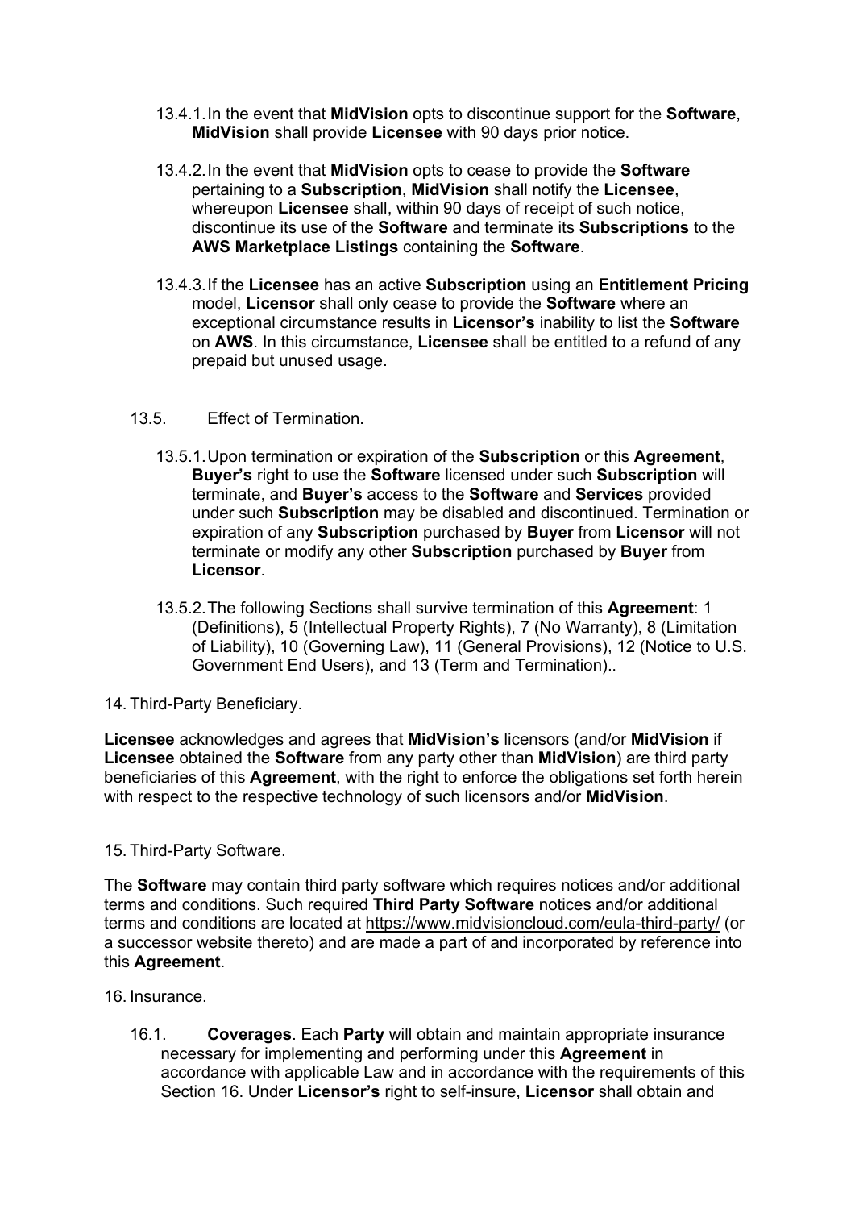13.4.1. In the event that **MidVision** opts to discontinue support for the **Software**, **MidVision** shall provide **Licensee** with 90 days prior notice.

13.4.2. In the event that **MidVision** opts to cease to provide the **Software** pertaining to a **Subscription**, **MidVision** shall notify the **Licensee**, whereupon **Licensee** shall, within 90 days of receipt of such notice, discontinue its use of the **Software** and terminate its **Subscriptions** to the **AWS Marketplace Listings** containing the **Software**.

13.4.3. If the **Licensee** has an active **Subscription** using an **Entitlement Pricing** model, **Licensor** shall only cease to provide the **Software** where an exceptional circumstance results in **Licensor's** inability to list the **Software** on **AWS**. In this circumstance, **Licensee** shall be entitled to a refund of any prepaid but unused usage.

13.5. Effect of Termination.

13.5.1. Upon termination or expiration of the **Subscription** or this **Agreement**, **Buyer's** right to use the **Software** licensed under such **Subscription** will terminate, and **Buyer's** access to the **Software** and **Services** provided under such **Subscription** may be disabled and discontinued. Termination or expiration of any **Subscription** purchased by **Buyer** from **Licensor** will not terminate or modify any other **Subscription** purchased by **Buyer** from **Licensor**.

13.5.2. The following Sections shall survive termination of this **Agreement**: 1 (Definitions), 5 (Intellectual Property Rights), 7 (No Warranty), 8 (Limitation of Liability), 10 (Governing Law), 11 (General Provisions), 12 (Notice to U.S. Government End Users), and 13 (Term and Termination)..

14. Third-Party Beneficiary.

**Licensee** acknowledges and agrees that **MidVision's** licensors (and/or **MidVision** if **Licensee** obtained the **Software** from any party other than **MidVision**) are third party beneficiaries of this **Agreement**, with the right to enforce the obligations set forth herein with respect to the respective technology of such licensors and/or **MidVision**.

15. Third-Party Software.

The **Software** may contain third party software which requires notices and/or additional terms and conditions. Such required **Third Party Software** notices and/or additional terms and conditions are located at https://www.midvisioncloud.com/eula-third-party/ (or a successor website thereto) and are made a part of and incorporated by reference into this **Agreement**.

16. Insurance.

16.1. **Coverages**. Each **Party** will obtain and maintain appropriate insurance necessary for implementing and performing under this **Agreement** in accordance with applicable Law and in accordance with the requirements of this Section 16. Under **Licensor's** right to self-insure, **Licensor** shall obtain and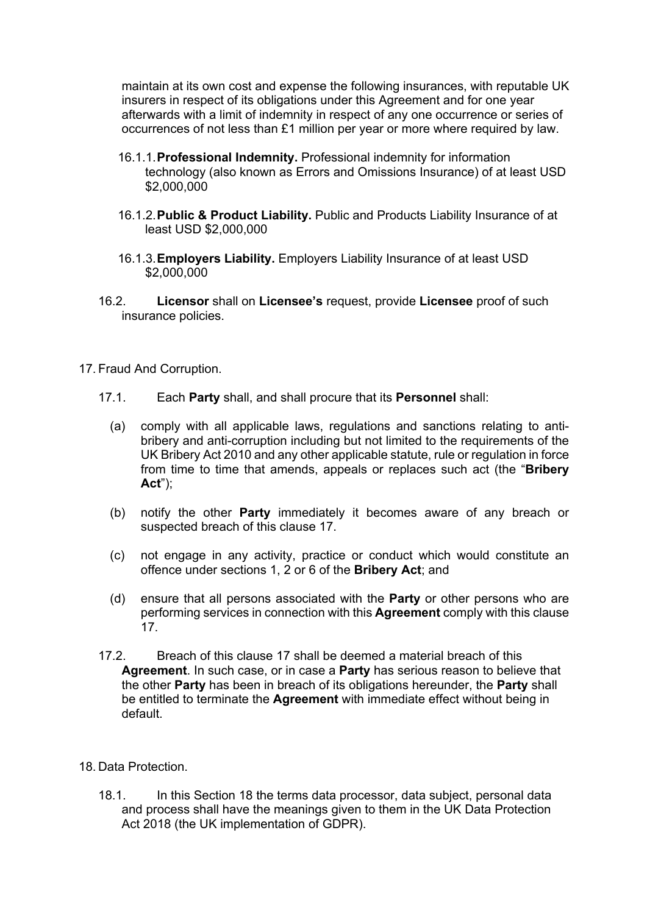maintain at its own cost and expense the following insurances, with reputable UK insurers in respect of its obligations under this Agreement and for one year afterwards with a limit of indemnity in respect of any one occurrence or series of occurrences of not less than £1 million per year or more where required by law.

16.1.1. **Professional Indemnity.** Professional indemnity for information technology (also known as Errors and Omissions Insurance) of at least USD $2,000,000

16.1.2. **Public & Product Liability.** Public and Products Liability Insurance of at least USD $2,000,000

16.1.3. **Employers Liability.** Employers Liability Insurance of at least USD $2,000,000

16.2. **Licensor** shall on **Licensee's** request, provide **Licensee** proof of such insurance policies.

17. Fraud And Corruption.

17.1. Each **Party** shall, and shall procure that its **Personnel** shall:

(a) comply with all applicable laws, regulations and sanctions relating to anti-bribery and anti-corruption including but not limited to the requirements of the UK Bribery Act 2010 and any other applicable statute, rule or regulation in force from time to time that amends, appeals or replaces such act (the "**Bribery Act**");

(b) notify the other **Party** immediately it becomes aware of any breach or suspected breach of this clause 17.

(c) not engage in any activity, practice or conduct which would constitute an offence under sections 1, 2 or 6 of the **Bribery Act**; and

(d) ensure that all persons associated with the **Party** or other persons who are performing services in connection with this **Agreement** comply with this clause 17.

17.2. Breach of this clause 17 shall be deemed a material breach of this **Agreement**. In such case, or in case a **Party** has serious reason to believe that the other **Party** has been in breach of its obligations hereunder, the **Party** shall be entitled to terminate the **Agreement** with immediate effect without being in default.

18. Data Protection.

18.1. In this Section 18 the terms data processor, data subject, personal data and process shall have the meanings given to them in the UK Data Protection Act 2018 (the UK implementation of GDPR).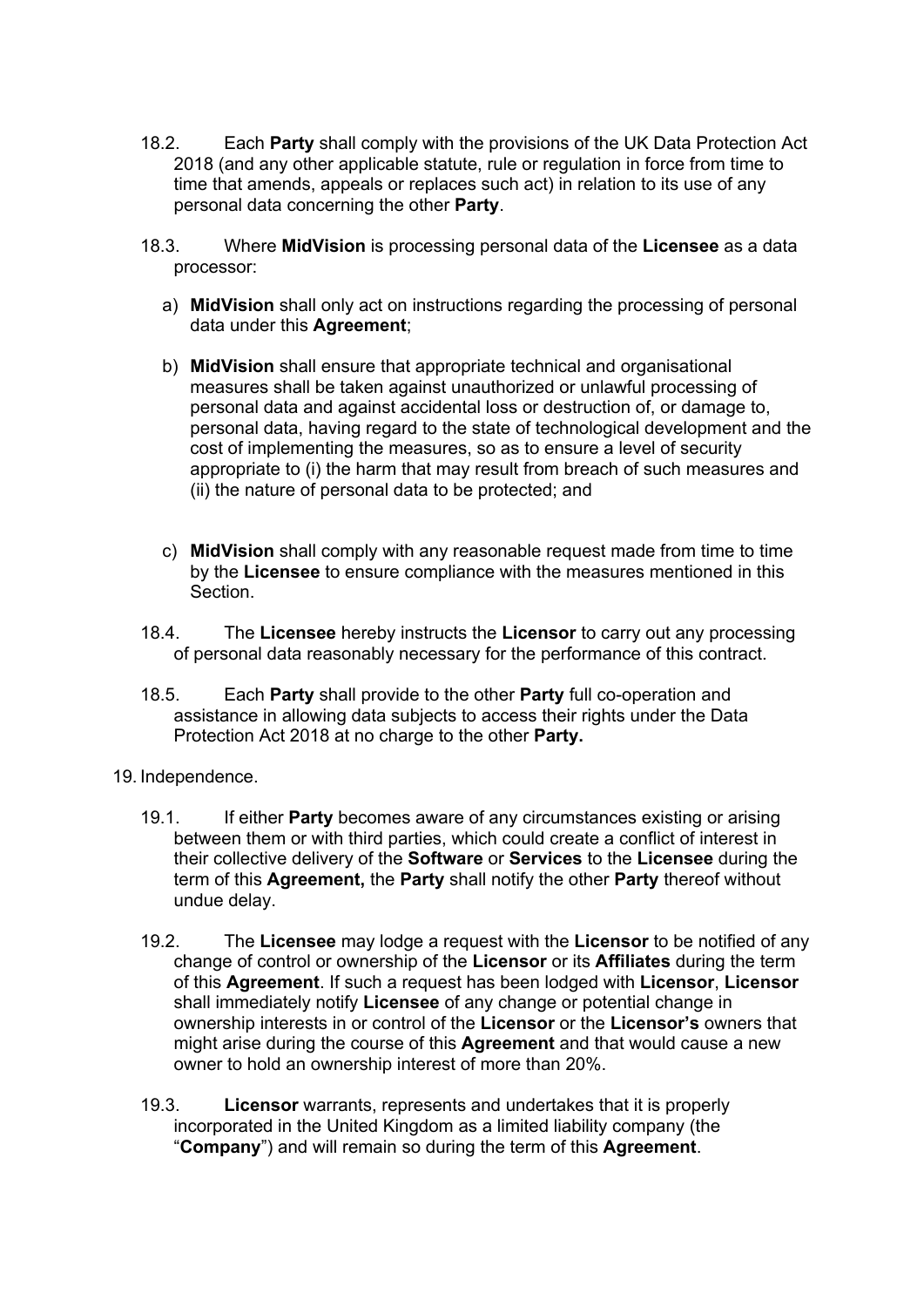18.2. Each **Party** shall comply with the provisions of the UK Data Protection Act 2018 (and any other applicable statute, rule or regulation in force from time to time that amends, appeals or replaces such act) in relation to its use of any personal data concerning the other **Party**.

18.3. Where **MidVision** is processing personal data of the **Licensee** as a data processor:

a) **MidVision** shall only act on instructions regarding the processing of personal data under this **Agreement**;

b) **MidVision** shall ensure that appropriate technical and organisational measures shall be taken against unauthorized or unlawful processing of personal data and against accidental loss or destruction of, or damage to, personal data, having regard to the state of technological development and the cost of implementing the measures, so as to ensure a level of security appropriate to (i) the harm that may result from breach of such measures and (ii) the nature of personal data to be protected; and

c) **MidVision** shall comply with any reasonable request made from time to time by the **Licensee** to ensure compliance with the measures mentioned in this Section.

18.4. The **Licensee** hereby instructs the **Licensor** to carry out any processing of personal data reasonably necessary for the performance of this contract.

18.5. Each **Party** shall provide to the other **Party** full co-operation and assistance in allowing data subjects to access their rights under the Data Protection Act 2018 at no charge to the other **Party.**

19. Independence.

19.1. If either **Party** becomes aware of any circumstances existing or arising between them or with third parties, which could create a conflict of interest in their collective delivery of the **Software** or **Services** to the **Licensee** during the term of this **Agreement,** the **Party** shall notify the other **Party** thereof without undue delay.

19.2. The **Licensee** may lodge a request with the **Licensor** to be notified of any change of control or ownership of the **Licensor** or its **Affiliates** during the term of this **Agreement**. If such a request has been lodged with **Licensor**, **Licensor** shall immediately notify **Licensee** of any change or potential change in ownership interests in or control of the **Licensor** or the **Licensor's** owners that might arise during the course of this **Agreement** and that would cause a new owner to hold an ownership interest of more than 20%.

19.3. **Licensor** warrants, represents and undertakes that it is properly incorporated in the United Kingdom as a limited liability company (the "**Company**") and will remain so during the term of this **Agreement**.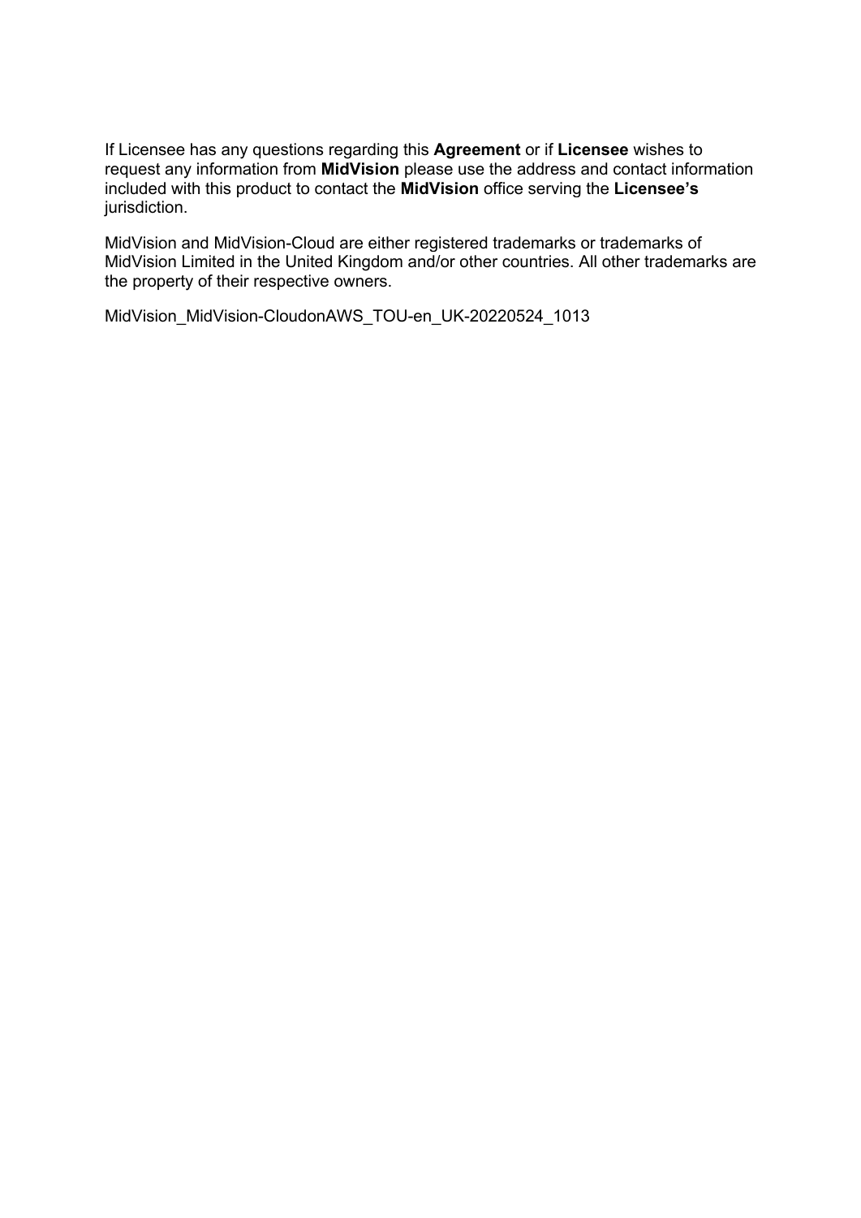If Licensee has any questions regarding this **Agreement** or if **Licensee** wishes to request any information from **MidVision** please use the address and contact information included with this product to contact the **MidVision** office serving the **Licensee's** jurisdiction.

MidVision and MidVision-Cloud are either registered trademarks or trademarks of MidVision Limited in the United Kingdom and/or other countries. All other trademarks are the property of their respective owners.

MidVision_MidVision-CloudonAWS_TOU-en_UK-20220524_1013